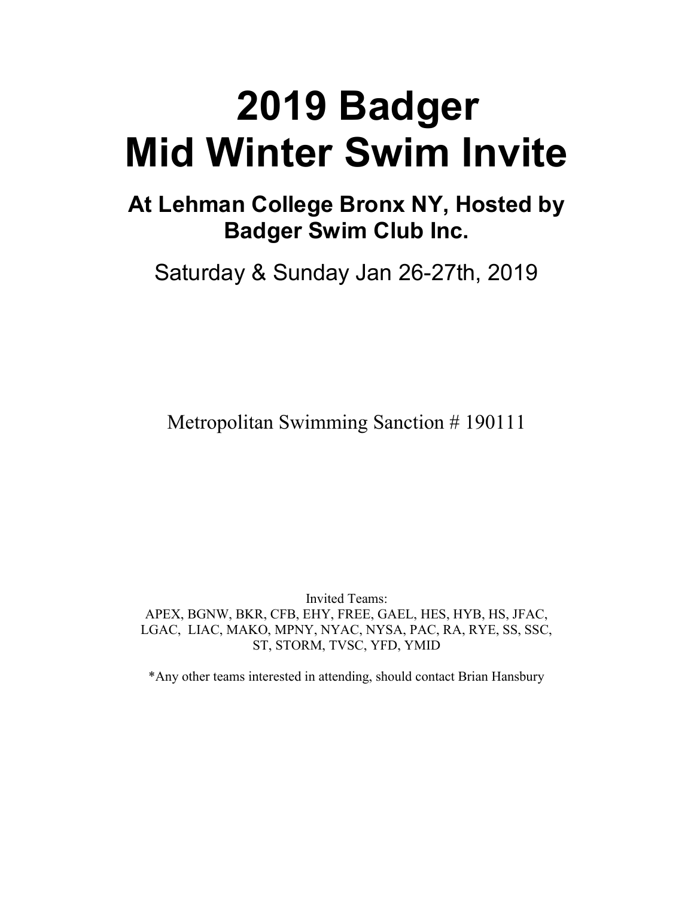# 2019 Badger Mid Winter Swim Invite

## At Lehman College Bronx NY, Hosted by Badger Swim Club Inc.

Saturday & Sunday Jan 26-27th, 2019

Metropolitan Swimming Sanction # 190111

Invited Teams:
APEX, BGNW, BKR, CFB, EHY, FREE, GAEL, HES, HYB, HS, JFAC, LGAC, LIAC, MAKO, MPNY, NYAC, NYSA, PAC, RA, RYE, SS, SSC, ST, STORM, TVSC, YFD, YMID

*Any other teams interested in attending, should contact Brian Hansbury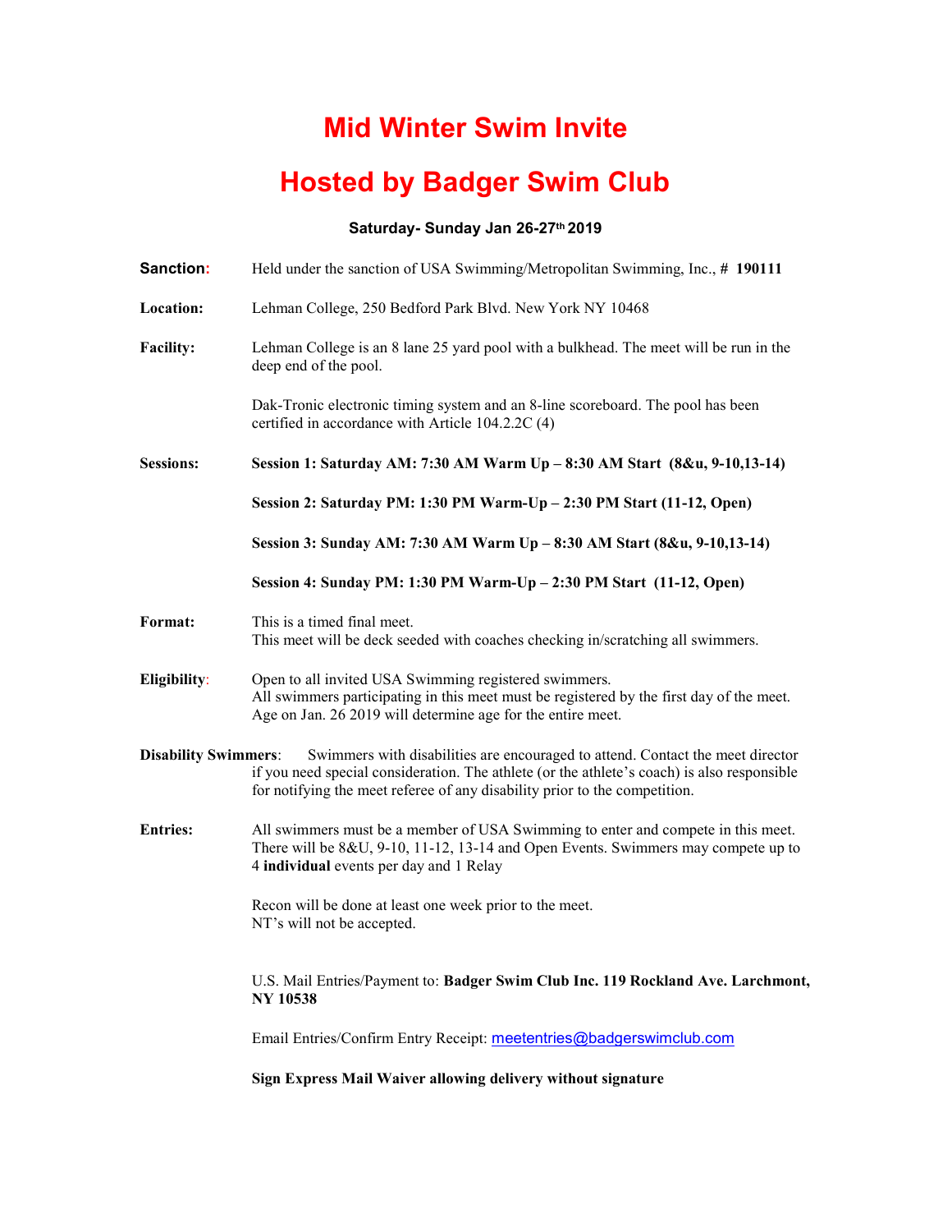# Mid Winter Swim Invite

# Hosted by Badger Swim Club

**Saturday- Sunday Jan 26-27th 2019**

**Sanction:** Held under the sanction of USA Swimming/Metropolitan Swimming, Inc., # **190111**

**Location:** Lehman College, 250 Bedford Park Blvd. New York NY 10468

**Facility:** Lehman College is an 8 lane 25 yard pool with a bulkhead. The meet will be run in the deep end of the pool.

Dak-Tronic electronic timing system and an 8-line scoreboard. The pool has been certified in accordance with Article 104.2.2C (4)

**Sessions:** **Session 1: Saturday AM: 7:30 AM Warm Up – 8:30 AM Start (8&u, 9-10,13-14)**

**Session 2: Saturday PM: 1:30 PM Warm-Up – 2:30 PM Start (11-12, Open)**

**Session 3: Sunday AM: 7:30 AM Warm Up – 8:30 AM Start (8&u, 9-10,13-14)**

**Session 4: Sunday PM: 1:30 PM Warm-Up – 2:30 PM Start (11-12, Open)**

**Format:** This is a timed final meet.
This meet will be deck seeded with coaches checking in/scratching all swimmers.

**Eligibility:** Open to all invited USA Swimming registered swimmers.
All swimmers participating in this meet must be registered by the first day of the meet.
Age on Jan. 26 2019 will determine age for the entire meet.

**Disability Swimmers:** Swimmers with disabilities are encouraged to attend. Contact the meet director if you need special consideration. The athlete (or the athlete's coach) is also responsible for notifying the meet referee of any disability prior to the competition.

**Entries:** All swimmers must be a member of USA Swimming to enter and compete in this meet. There will be 8&U, 9-10, 11-12, 13-14 and Open Events. Swimmers may compete up to 4 **individual** events per day and 1 Relay

Recon will be done at least one week prior to the meet.
NT's will not be accepted.

U.S. Mail Entries/Payment to: **Badger Swim Club Inc. 119 Rockland Ave. Larchmont, NY 10538**

Email Entries/Confirm Entry Receipt: meetentries@badgerswimclub.com

**Sign Express Mail Waiver allowing delivery without signature**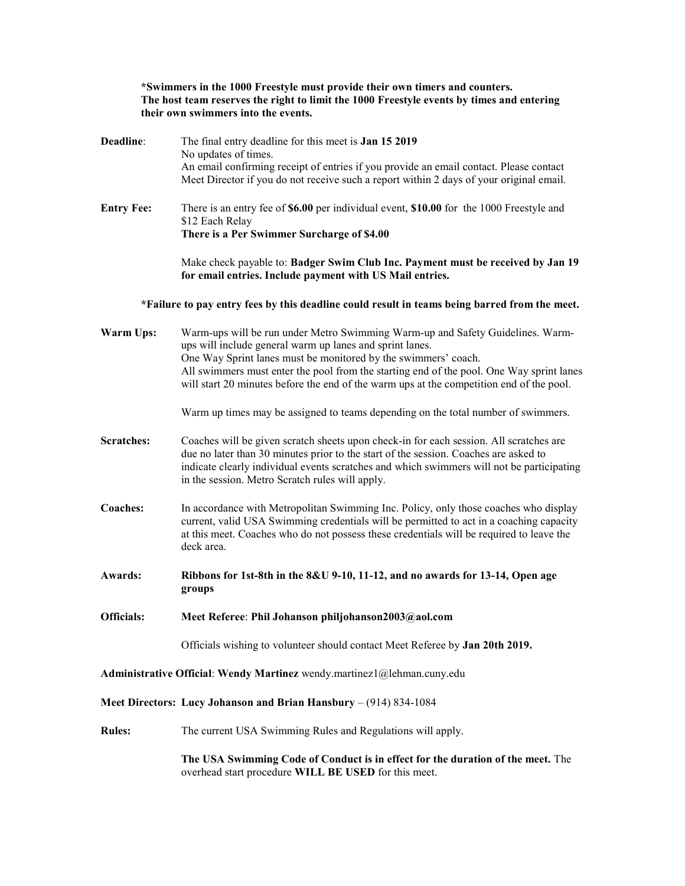**\*Swimmers in the 1000 Freestyle must provide their own timers and counters.**
**The host team reserves the right to limit the 1000 Freestyle events by times and entering their own swimmers into the events.**

**Deadline**: The final entry deadline for this meet is **Jan 15 2019**
No updates of times.
An email confirming receipt of entries if you provide an email contact. Please contact Meet Director if you do not receive such a report within 2 days of your original email.

**Entry Fee:** There is an entry fee of **$6.00** per individual event, **$10.00** for the 1000 Freestyle and $12 Each Relay
**There is a Per Swimmer Surcharge of $4.00**

Make check payable to: **Badger Swim Club Inc. Payment must be received by Jan 19 for email entries. Include payment with US Mail entries.**

**\*Failure to pay entry fees by this deadline could result in teams being barred from the meet.**

**Warm Ups:** Warm-ups will be run under Metro Swimming Warm-up and Safety Guidelines. Warm-ups will include general warm up lanes and sprint lanes.
One Way Sprint lanes must be monitored by the swimmers' coach.
All swimmers must enter the pool from the starting end of the pool. One Way sprint lanes will start 20 minutes before the end of the warm ups at the competition end of the pool.

Warm up times may be assigned to teams depending on the total number of swimmers.

**Scratches:** Coaches will be given scratch sheets upon check-in for each session. All scratches are due no later than 30 minutes prior to the start of the session. Coaches are asked to indicate clearly individual events scratches and which swimmers will not be participating in the session. Metro Scratch rules will apply.

**Coaches:** In accordance with Metropolitan Swimming Inc. Policy, only those coaches who display current, valid USA Swimming credentials will be permitted to act in a coaching capacity at this meet. Coaches who do not possess these credentials will be required to leave the deck area.

**Awards: Ribbons for 1st-8th in the 8&U 9-10, 11-12, and no awards for 13-14, Open age groups**

**Officials: Meet Referee**: **Phil Johanson philjohanson2003@aol.com**

Officials wishing to volunteer should contact Meet Referee by **Jan 20th 2019.**

**Administrative Official**: **Wendy Martinez** wendy.martinez1@lehman.cuny.edu

**Meet Directors: Lucy Johanson and Brian Hansbury** – (914) 834-1084

**Rules:** The current USA Swimming Rules and Regulations will apply.

**The USA Swimming Code of Conduct is in effect for the duration of the meet.** The overhead start procedure **WILL BE USED** for this meet.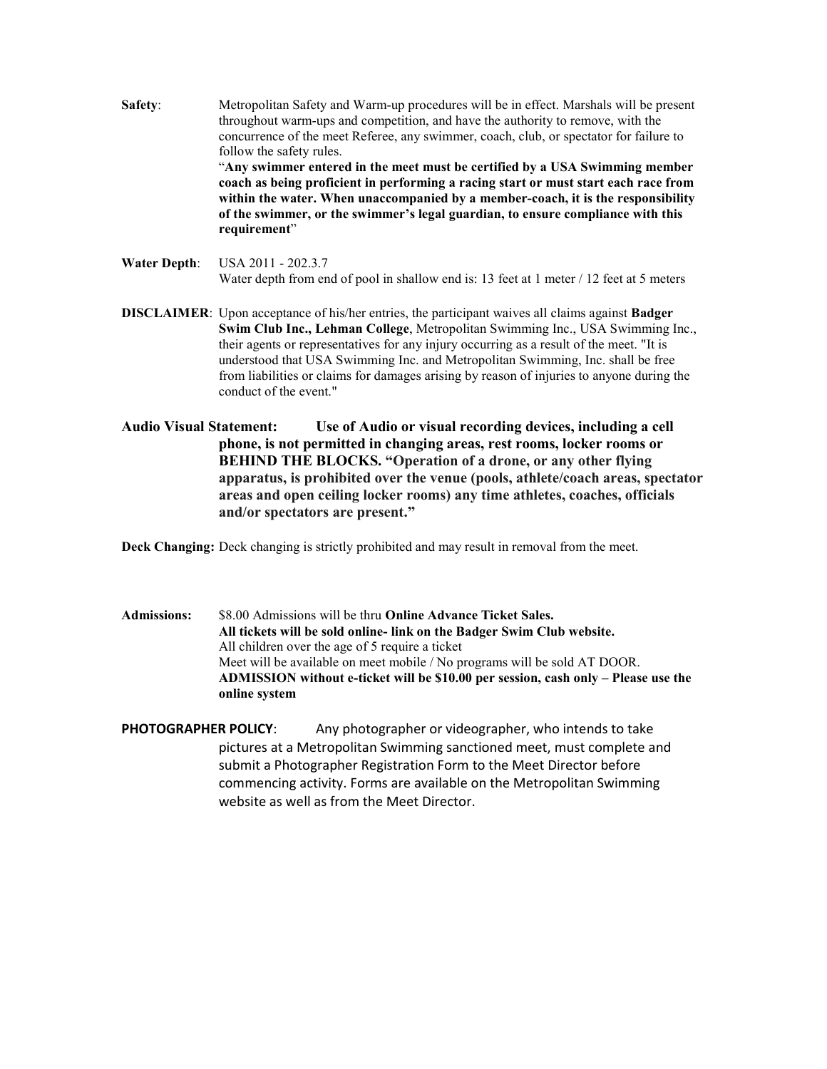**Safety**: Metropolitan Safety and Warm-up procedures will be in effect. Marshals will be present throughout warm-ups and competition, and have the authority to remove, with the concurrence of the meet Referee, any swimmer, coach, club, or spectator for failure to follow the safety rules.

"**Any swimmer entered in the meet must be certified by a USA Swimming member coach as being proficient in performing a racing start or must start each race from within the water. When unaccompanied by a member-coach, it is the responsibility of the swimmer, or the swimmer's legal guardian, to ensure compliance with this requirement**"

**Water Depth**: USA 2011 - 202.3.7
Water depth from end of pool in shallow end is: 13 feet at 1 meter / 12 feet at 5 meters

**DISCLAIMER**: Upon acceptance of his/her entries, the participant waives all claims against **Badger Swim Club Inc., Lehman College**, Metropolitan Swimming Inc., USA Swimming Inc., their agents or representatives for any injury occurring as a result of the meet. "It is understood that USA Swimming Inc. and Metropolitan Swimming, Inc. shall be free from liabilities or claims for damages arising by reason of injuries to anyone during the conduct of the event."

**Audio Visual Statement: Use of Audio or visual recording devices, including a cell phone, is not permitted in changing areas, rest rooms, locker rooms or BEHIND THE BLOCKS. "Operation of a drone, or any other flying apparatus, is prohibited over the venue (pools, athlete/coach areas, spectator areas and open ceiling locker rooms) any time athletes, coaches, officials and/or spectators are present."**

**Deck Changing:** Deck changing is strictly prohibited and may result in removal from the meet.

**Admissions:** $8.00 Admissions will be thru **Online Advance Ticket Sales.**
**All tickets will be sold online- link on the Badger Swim Club website.**
All children over the age of 5 require a ticket
Meet will be available on meet mobile / No programs will be sold AT DOOR.
**ADMISSION without e-ticket will be $10.00 per session, cash only – Please use the online system**

**PHOTOGRAPHER POLICY**: Any photographer or videographer, who intends to take pictures at a Metropolitan Swimming sanctioned meet, must complete and submit a Photographer Registration Form to the Meet Director before commencing activity. Forms are available on the Metropolitan Swimming website as well as from the Meet Director.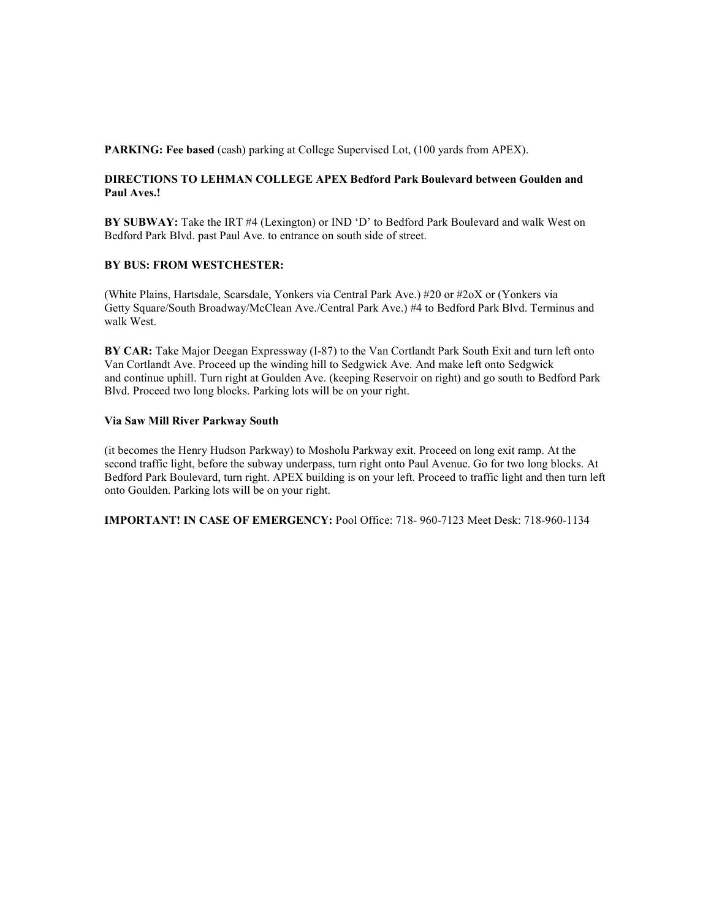**PARKING: Fee based** (cash) parking at College Supervised Lot, (100 yards from APEX).

**DIRECTIONS TO LEHMAN COLLEGE APEX Bedford Park Boulevard between Goulden and Paul Aves.!**

**BY SUBWAY:** Take the IRT #4 (Lexington) or IND 'D' to Bedford Park Boulevard and walk West on Bedford Park Blvd. past Paul Ave. to entrance on south side of street.

**BY BUS: FROM WESTCHESTER:**

(White Plains, Hartsdale, Scarsdale, Yonkers via Central Park Ave.) #20 or #2oX or (Yonkers via Getty Square/South Broadway/McClean Ave./Central Park Ave.) #4 to Bedford Park Blvd. Terminus and walk West.

**BY CAR:** Take Major Deegan Expressway (I-87) to the Van Cortlandt Park South Exit and turn left onto Van Cortlandt Ave. Proceed up the winding hill to Sedgwick Ave. And make left onto Sedgwick and continue uphill. Turn right at Goulden Ave. (keeping Reservoir on right) and go south to Bedford Park Blvd. Proceed two long blocks. Parking lots will be on your right.

**Via Saw Mill River Parkway South**

(it becomes the Henry Hudson Parkway) to Mosholu Parkway exit. Proceed on long exit ramp. At the second traffic light, before the subway underpass, turn right onto Paul Avenue. Go for two long blocks. At Bedford Park Boulevard, turn right. APEX building is on your left. Proceed to traffic light and then turn left onto Goulden. Parking lots will be on your right.

**IMPORTANT! IN CASE OF EMERGENCY:** Pool Office: 718- 960-7123 Meet Desk: 718-960-1134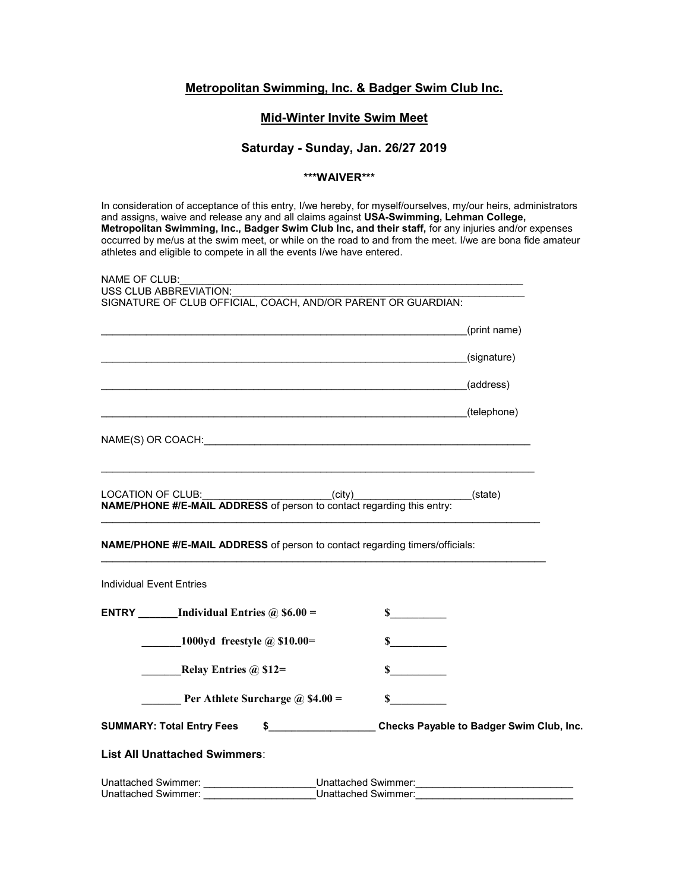# Metropolitan Swimming, Inc. & Badger Swim Club Inc.

## Mid-Winter Invite Swim Meet

### Saturday - Sunday, Jan. 26/27 2019

**\*\*\*WAIVER\*\*\***

In consideration of acceptance of this entry, I/we hereby, for myself/ourselves, my/our heirs, administrators and assigns, waive and release any and all claims against **USA-Swimming, Lehman College, Metropolitan Swimming, Inc., Badger Swim Club Inc, and their staff,** for any injuries and/or expenses occurred by me/us at the swim meet, or while on the road to and from the meet. I/we are bona fide amateur athletes and eligible to compete in all the events I/we have entered.

NAME OF CLUB:_______________________________________________________________

USS CLUB ABBREVIATION:_______________________________________________________

SIGNATURE OF CLUB OFFICIAL, COACH, AND/OR PARENT OR GUARDIAN:

_________________________________________________________________(print name)

_________________________________________________________________(signature)

_________________________________________________________________(address)

_________________________________________________________________(telephone)

NAME(S) OR COACH:____________________________________________________________

_____________________________________________________________________________

LOCATION OF CLUB:_______________________(city)____________________(state)

**NAME/PHONE #/E-MAIL ADDRESS** of person to contact regarding this entry:

_____________________________________________________________________________

**NAME/PHONE #/E-MAIL ADDRESS** of person to contact regarding timers/officials:

_____________________________________________________________________________

Individual Event Entries

**ENTRY _______Individual Entries @ $6.00 =** **$__________**

**_______1000yd freestyle @ $10.00=** **$__________**

**_______Relay Entries @ $12=** **$__________**

**_______ Per Athlete Surcharge @ $4.00 =** **$__________**

**SUMMARY: Total Entry Fees $___________________ Checks Payable to Badger Swim Club, Inc.**

### List All Unattached Swimmers:

Unattached Swimmer: ____________________ Unattached Swimmer: ____________________

Unattached Swimmer: ____________________ Unattached Swimmer: ____________________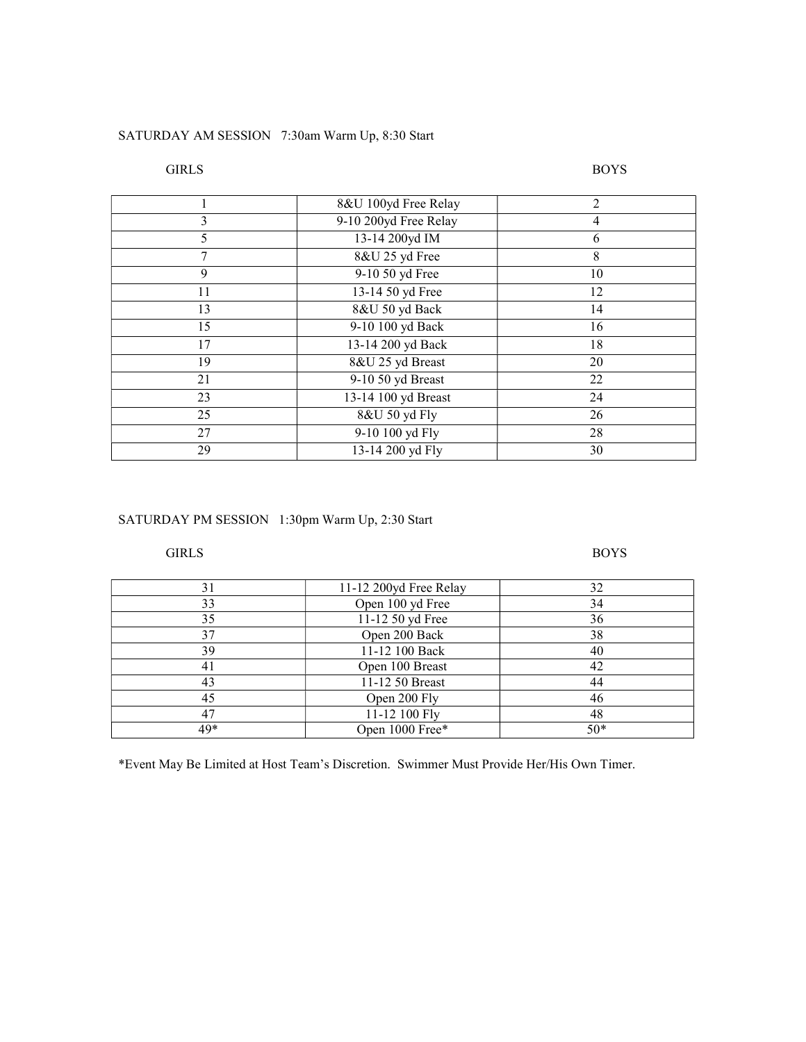SATURDAY AM SESSION   7:30am Warm Up, 8:30 Start

| GIRLS | | BOYS |
|---|---|---|
| 1 | 8&U 100yd Free Relay | 2 |
| 3 | 9-10 200yd Free Relay | 4 |
| 5 | 13-14 200yd IM | 6 |
| 7 | 8&U 25 yd Free | 8 |
| 9 | 9-10 50 yd Free | 10 |
| 11 | 13-14 50 yd Free | 12 |
| 13 | 8&U 50 yd Back | 14 |
| 15 | 9-10 100 yd Back | 16 |
| 17 | 13-14 200 yd Back | 18 |
| 19 | 8&U 25 yd Breast | 20 |
| 21 | 9-10 50 yd Breast | 22 |
| 23 | 13-14 100 yd Breast | 24 |
| 25 | 8&U 50 yd Fly | 26 |
| 27 | 9-10 100 yd Fly | 28 |
| 29 | 13-14 200 yd Fly | 30 |

SATURDAY PM SESSION   1:30pm Warm Up, 2:30 Start

| GIRLS | | BOYS |
|---|---|---|
| 31 | 11-12 200yd Free Relay | 32 |
| 33 | Open 100 yd Free | 34 |
| 35 | 11-12 50 yd Free | 36 |
| 37 | Open 200 Back | 38 |
| 39 | 11-12 100 Back | 40 |
| 41 | Open 100 Breast | 42 |
| 43 | 11-12 50 Breast | 44 |
| 45 | Open 200 Fly | 46 |
| 47 | 11-12 100 Fly | 48 |
| 49* | Open 1000 Free* | 50* |

*Event May Be Limited at Host Team's Discretion. Swimmer Must Provide Her/His Own Timer.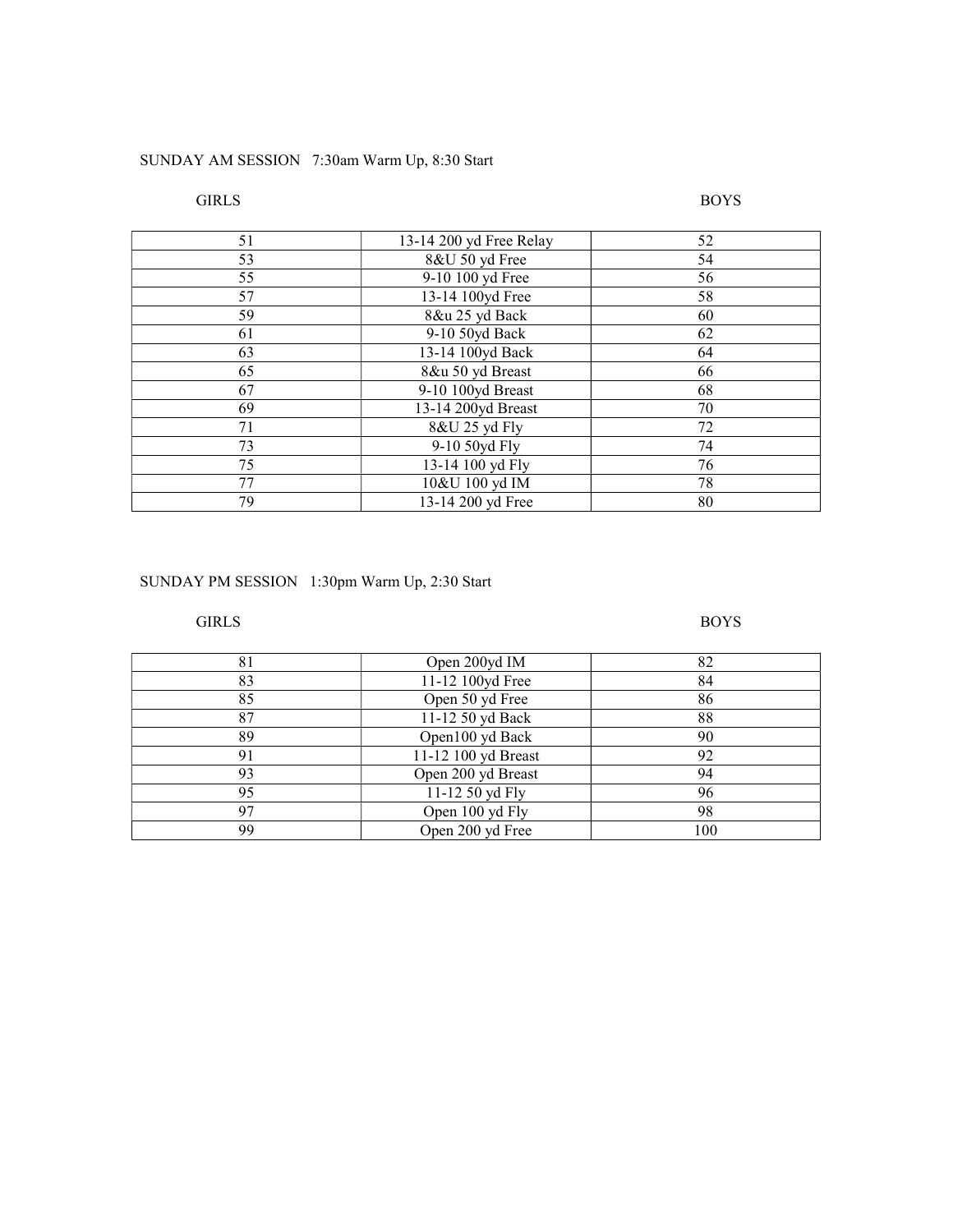SUNDAY AM SESSION   7:30am Warm Up, 8:30 Start

| GIRLS | | BOYS |
|---|---|---|
| 51 | 13-14 200 yd Free Relay | 52 |
| 53 | 8&U 50 yd Free | 54 |
| 55 | 9-10 100 yd Free | 56 |
| 57 | 13-14 100yd Free | 58 |
| 59 | 8&u 25 yd Back | 60 |
| 61 | 9-10 50yd Back | 62 |
| 63 | 13-14 100yd Back | 64 |
| 65 | 8&u 50 yd Breast | 66 |
| 67 | 9-10 100yd Breast | 68 |
| 69 | 13-14 200yd Breast | 70 |
| 71 | 8&U 25 yd Fly | 72 |
| 73 | 9-10 50yd Fly | 74 |
| 75 | 13-14 100 yd Fly | 76 |
| 77 | 10&U 100 yd IM | 78 |
| 79 | 13-14 200 yd Free | 80 |

SUNDAY PM SESSION   1:30pm Warm Up, 2:30 Start

| GIRLS | | BOYS |
|---|---|---|
| 81 | Open 200yd IM | 82 |
| 83 | 11-12 100yd Free | 84 |
| 85 | Open 50 yd Free | 86 |
| 87 | 11-12 50 yd Back | 88 |
| 89 | Open100 yd Back | 90 |
| 91 | 11-12 100 yd Breast | 92 |
| 93 | Open 200 yd Breast | 94 |
| 95 | 11-12 50 yd Fly | 96 |
| 97 | Open 100 yd Fly | 98 |
| 99 | Open 200 yd Free | 100 |